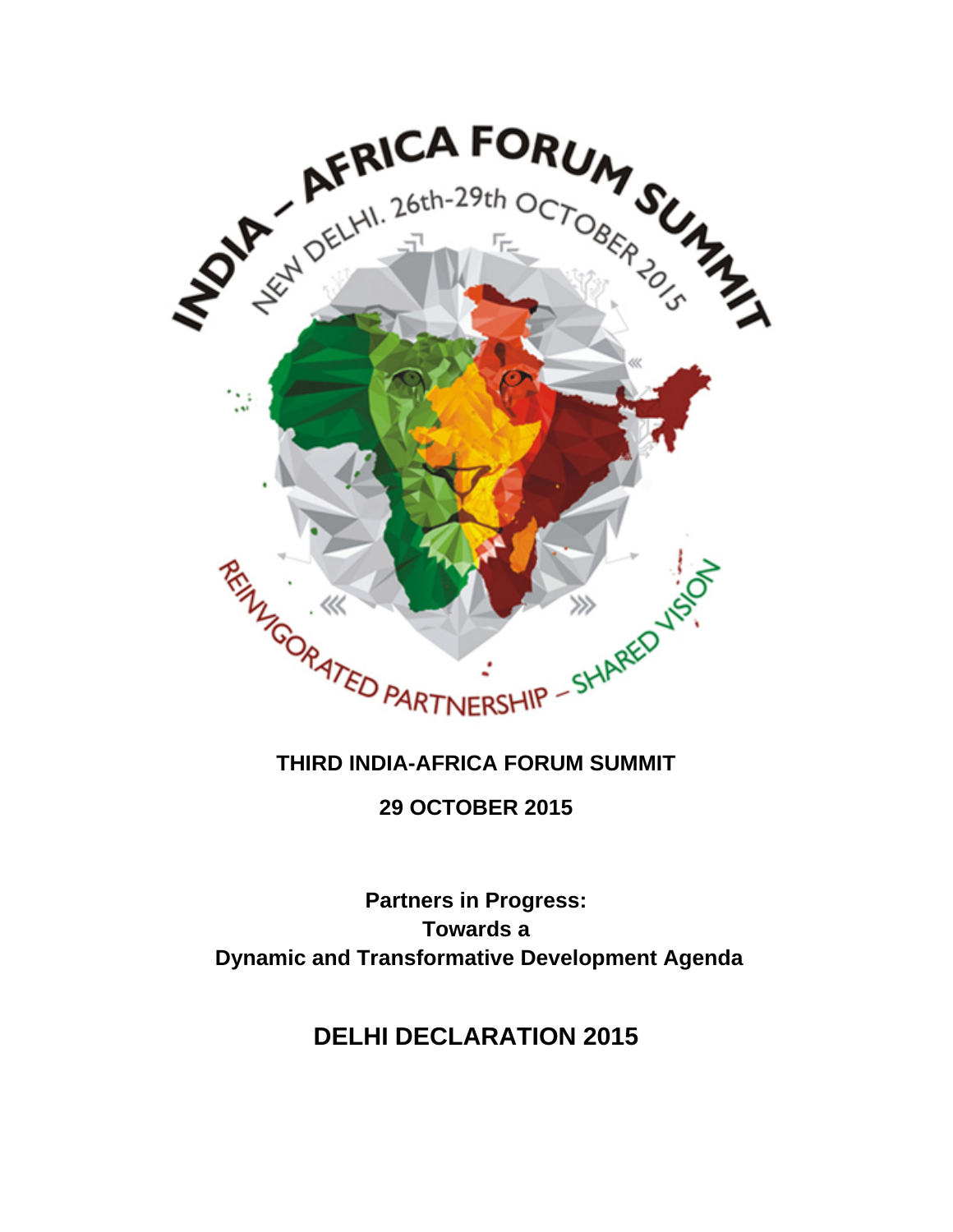INDIA – AFRICA FORUM SUMMIT

NEW DELHI. 26th-29th OCTOBER 2015

REINVIGORATED PARTNERSHIP – SHARED VISION

**THIRD INDIA-AFRICA FORUM SUMMIT**

**29 OCTOBER 2015**

**Partners in Progress:**
**Towards a**
**Dynamic and Transformative Development Agenda**

# DELHI DECLARATION 2015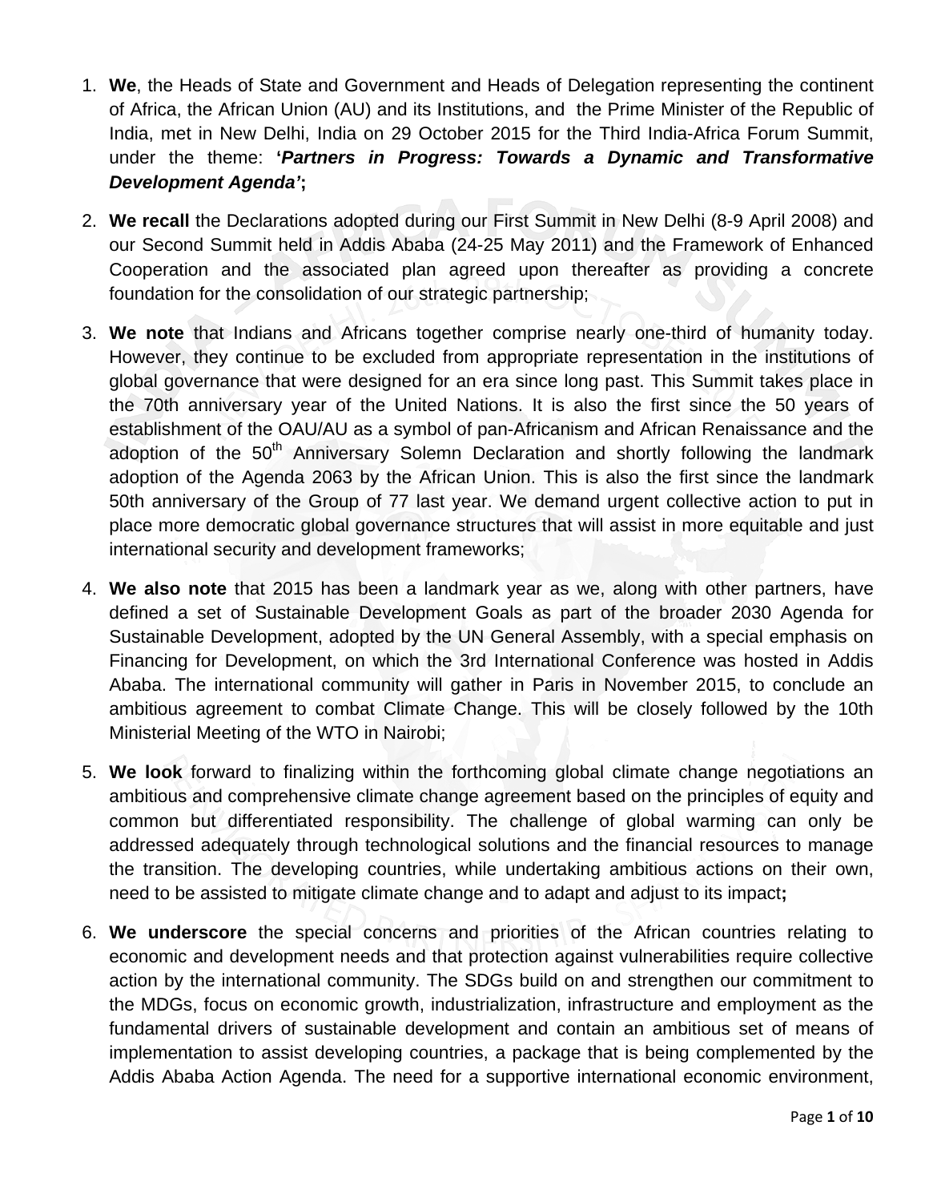1. **We**, the Heads of State and Government and Heads of Delegation representing the continent of Africa, the African Union (AU) and its Institutions, and the Prime Minister of the Republic of India, met in New Delhi, India on 29 October 2015 for the Third India-Africa Forum Summit, under the theme: **'*Partners in Progress: Towards a Dynamic and Transformative Development Agenda*';**

2. **We recall** the Declarations adopted during our First Summit in New Delhi (8-9 April 2008) and our Second Summit held in Addis Ababa (24-25 May 2011) and the Framework of Enhanced Cooperation and the associated plan agreed upon thereafter as providing a concrete foundation for the consolidation of our strategic partnership;

3. **We note** that Indians and Africans together comprise nearly one-third of humanity today. However, they continue to be excluded from appropriate representation in the institutions of global governance that were designed for an era since long past. This Summit takes place in the 70th anniversary year of the United Nations. It is also the first since the 50 years of establishment of the OAU/AU as a symbol of pan-Africanism and African Renaissance and the adoption of the 50th Anniversary Solemn Declaration and shortly following the landmark adoption of the Agenda 2063 by the African Union. This is also the first since the landmark 50th anniversary of the Group of 77 last year. We demand urgent collective action to put in place more democratic global governance structures that will assist in more equitable and just international security and development frameworks;

4. **We also note** that 2015 has been a landmark year as we, along with other partners, have defined a set of Sustainable Development Goals as part of the broader 2030 Agenda for Sustainable Development, adopted by the UN General Assembly, with a special emphasis on Financing for Development, on which the 3rd International Conference was hosted in Addis Ababa. The international community will gather in Paris in November 2015, to conclude an ambitious agreement to combat Climate Change. This will be closely followed by the 10th Ministerial Meeting of the WTO in Nairobi;

5. **We look** forward to finalizing within the forthcoming global climate change negotiations an ambitious and comprehensive climate change agreement based on the principles of equity and common but differentiated responsibility. The challenge of global warming can only be addressed adequately through technological solutions and the financial resources to manage the transition. The developing countries, while undertaking ambitious actions on their own, need to be assisted to mitigate climate change and to adapt and adjust to its impact**;**

6. **We underscore** the special concerns and priorities of the African countries relating to economic and development needs and that protection against vulnerabilities require collective action by the international community. The SDGs build on and strengthen our commitment to the MDGs, focus on economic growth, industrialization, infrastructure and employment as the fundamental drivers of sustainable development and contain an ambitious set of means of implementation to assist developing countries, a package that is being complemented by the Addis Ababa Action Agenda. The need for a supportive international economic environment,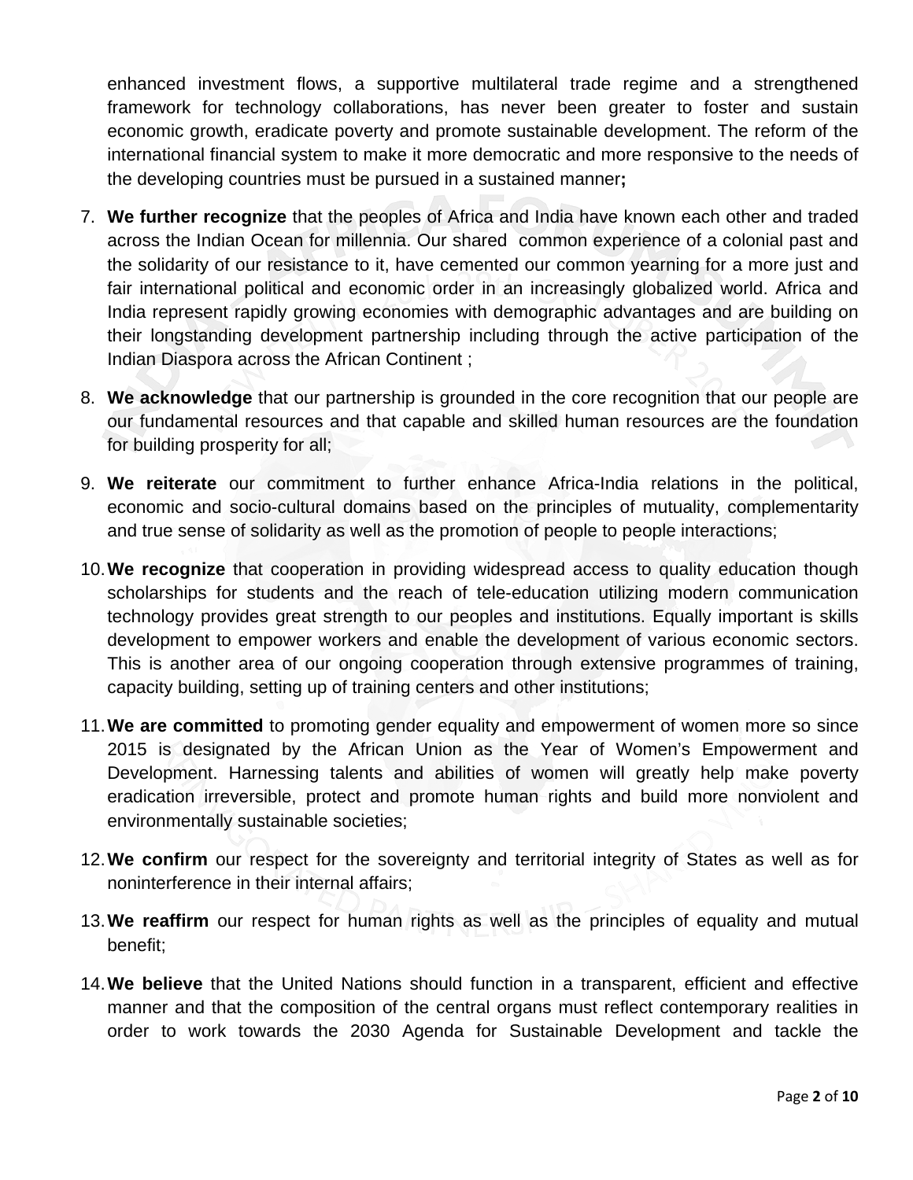enhanced investment flows, a supportive multilateral trade regime and a strengthened framework for technology collaborations, has never been greater to foster and sustain economic growth, eradicate poverty and promote sustainable development. The reform of the international financial system to make it more democratic and more responsive to the needs of the developing countries must be pursued in a sustained manner**;**

7. **We further recognize** that the peoples of Africa and India have known each other and traded across the Indian Ocean for millennia. Our shared common experience of a colonial past and the solidarity of our resistance to it, have cemented our common yearning for a more just and fair international political and economic order in an increasingly globalized world. Africa and India represent rapidly growing economies with demographic advantages and are building on their longstanding development partnership including through the active participation of the Indian Diaspora across the African Continent ;

8. **We acknowledge** that our partnership is grounded in the core recognition that our people are our fundamental resources and that capable and skilled human resources are the foundation for building prosperity for all;

9. **We reiterate** our commitment to further enhance Africa-India relations in the political, economic and socio-cultural domains based on the principles of mutuality, complementarity and true sense of solidarity as well as the promotion of people to people interactions;

10. **We recognize** that cooperation in providing widespread access to quality education though scholarships for students and the reach of tele-education utilizing modern communication technology provides great strength to our peoples and institutions. Equally important is skills development to empower workers and enable the development of various economic sectors. This is another area of our ongoing cooperation through extensive programmes of training, capacity building, setting up of training centers and other institutions;

11. **We are committed** to promoting gender equality and empowerment of women more so since 2015 is designated by the African Union as the Year of Women's Empowerment and Development. Harnessing talents and abilities of women will greatly help make poverty eradication irreversible, protect and promote human rights and build more nonviolent and environmentally sustainable societies;

12. **We confirm** our respect for the sovereignty and territorial integrity of States as well as for noninterference in their internal affairs;

13. **We reaffirm** our respect for human rights as well as the principles of equality and mutual benefit;

14. **We believe** that the United Nations should function in a transparent, efficient and effective manner and that the composition of the central organs must reflect contemporary realities in order to work towards the 2030 Agenda for Sustainable Development and tackle the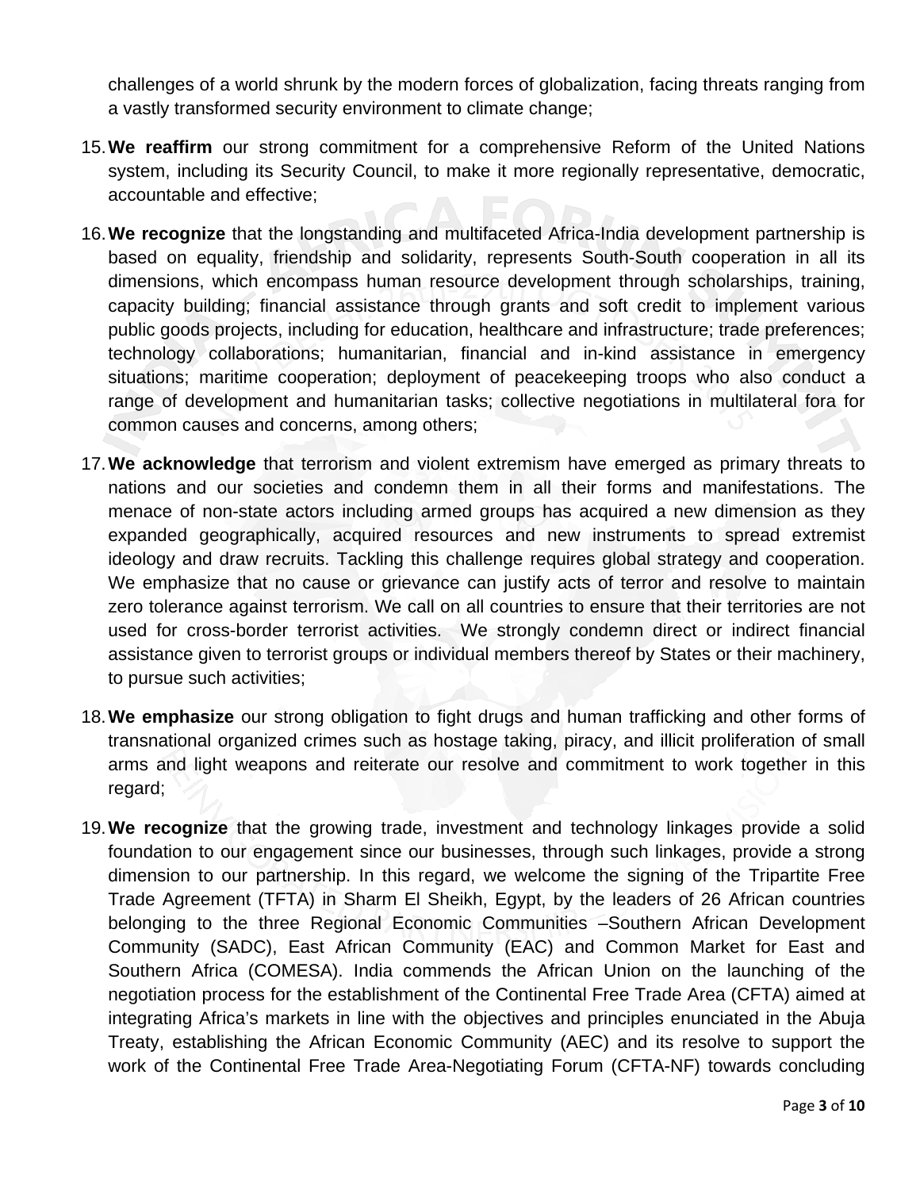challenges of a world shrunk by the modern forces of globalization, facing threats ranging from a vastly transformed security environment to climate change;

15. **We reaffirm** our strong commitment for a comprehensive Reform of the United Nations system, including its Security Council, to make it more regionally representative, democratic, accountable and effective;

16. **We recognize** that the longstanding and multifaceted Africa-India development partnership is based on equality, friendship and solidarity, represents South-South cooperation in all its dimensions, which encompass human resource development through scholarships, training, capacity building; financial assistance through grants and soft credit to implement various public goods projects, including for education, healthcare and infrastructure; trade preferences; technology collaborations; humanitarian, financial and in-kind assistance in emergency situations; maritime cooperation; deployment of peacekeeping troops who also conduct a range of development and humanitarian tasks; collective negotiations in multilateral fora for common causes and concerns, among others;

17. **We acknowledge** that terrorism and violent extremism have emerged as primary threats to nations and our societies and condemn them in all their forms and manifestations. The menace of non-state actors including armed groups has acquired a new dimension as they expanded geographically, acquired resources and new instruments to spread extremist ideology and draw recruits. Tackling this challenge requires global strategy and cooperation. We emphasize that no cause or grievance can justify acts of terror and resolve to maintain zero tolerance against terrorism. We call on all countries to ensure that their territories are not used for cross-border terrorist activities. We strongly condemn direct or indirect financial assistance given to terrorist groups or individual members thereof by States or their machinery, to pursue such activities;

18. **We emphasize** our strong obligation to fight drugs and human trafficking and other forms of transnational organized crimes such as hostage taking, piracy, and illicit proliferation of small arms and light weapons and reiterate our resolve and commitment to work together in this regard;

19. **We recognize** that the growing trade, investment and technology linkages provide a solid foundation to our engagement since our businesses, through such linkages, provide a strong dimension to our partnership. In this regard, we welcome the signing of the Tripartite Free Trade Agreement (TFTA) in Sharm El Sheikh, Egypt, by the leaders of 26 African countries belonging to the three Regional Economic Communities –Southern African Development Community (SADC), East African Community (EAC) and Common Market for East and Southern Africa (COMESA). India commends the African Union on the launching of the negotiation process for the establishment of the Continental Free Trade Area (CFTA) aimed at integrating Africa's markets in line with the objectives and principles enunciated in the Abuja Treaty, establishing the African Economic Community (AEC) and its resolve to support the work of the Continental Free Trade Area-Negotiating Forum (CFTA-NF) towards concluding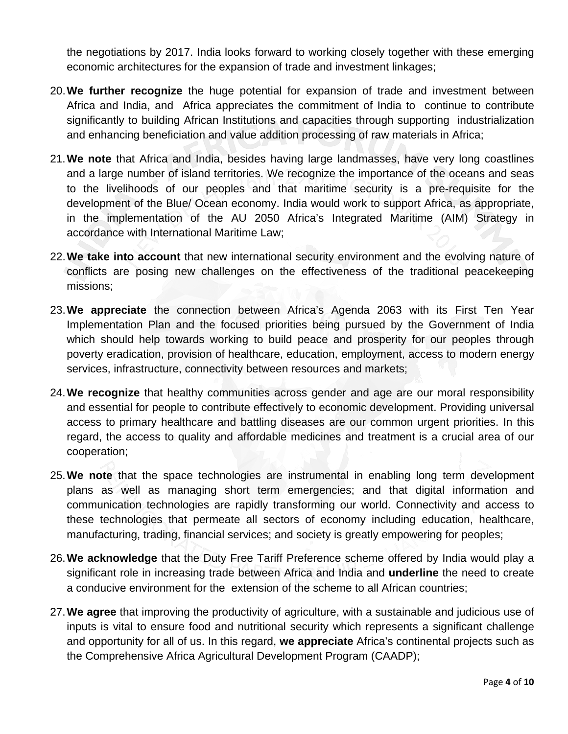the negotiations by 2017. India looks forward to working closely together with these emerging economic architectures for the expansion of trade and investment linkages;

20. **We further recognize** the huge potential for expansion of trade and investment between Africa and India, and Africa appreciates the commitment of India to continue to contribute significantly to building African Institutions and capacities through supporting industrialization and enhancing beneficiation and value addition processing of raw materials in Africa;

21. **We note** that Africa and India, besides having large landmasses, have very long coastlines and a large number of island territories. We recognize the importance of the oceans and seas to the livelihoods of our peoples and that maritime security is a pre-requisite for the development of the Blue/ Ocean economy. India would work to support Africa, as appropriate, in the implementation of the AU 2050 Africa's Integrated Maritime (AIM) Strategy in accordance with International Maritime Law;

22. **We take into account** that new international security environment and the evolving nature of conflicts are posing new challenges on the effectiveness of the traditional peacekeeping missions;

23. **We appreciate** the connection between Africa's Agenda 2063 with its First Ten Year Implementation Plan and the focused priorities being pursued by the Government of India which should help towards working to build peace and prosperity for our peoples through poverty eradication, provision of healthcare, education, employment, access to modern energy services, infrastructure, connectivity between resources and markets;

24. **We recognize** that healthy communities across gender and age are our moral responsibility and essential for people to contribute effectively to economic development. Providing universal access to primary healthcare and battling diseases are our common urgent priorities. In this regard, the access to quality and affordable medicines and treatment is a crucial area of our cooperation;

25. **We note** that the space technologies are instrumental in enabling long term development plans as well as managing short term emergencies; and that digital information and communication technologies are rapidly transforming our world. Connectivity and access to these technologies that permeate all sectors of economy including education, healthcare, manufacturing, trading, financial services; and society is greatly empowering for peoples;

26. **We acknowledge** that the Duty Free Tariff Preference scheme offered by India would play a significant role in increasing trade between Africa and India and **underline** the need to create a conducive environment for the extension of the scheme to all African countries;

27. **We agree** that improving the productivity of agriculture, with a sustainable and judicious use of inputs is vital to ensure food and nutritional security which represents a significant challenge and opportunity for all of us. In this regard, **we appreciate** Africa's continental projects such as the Comprehensive Africa Agricultural Development Program (CAADP);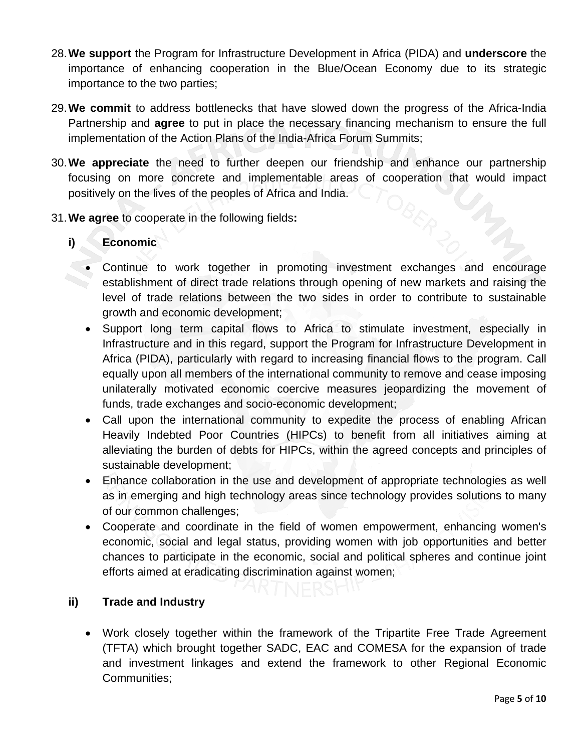28. **We support** the Program for Infrastructure Development in Africa (PIDA) and **underscore** the importance of enhancing cooperation in the Blue/Ocean Economy due to its strategic importance to the two parties;

29. **We commit** to address bottlenecks that have slowed down the progress of the Africa-India Partnership and **agree** to put in place the necessary financing mechanism to ensure the full implementation of the Action Plans of the India-Africa Forum Summits;

30. **We appreciate** the need to further deepen our friendship and enhance our partnership focusing on more concrete and implementable areas of cooperation that would impact positively on the lives of the peoples of Africa and India.

31. **We agree** to cooperate in the following fields**:**

**i) Economic**

- Continue to work together in promoting investment exchanges and encourage establishment of direct trade relations through opening of new markets and raising the level of trade relations between the two sides in order to contribute to sustainable growth and economic development;
- Support long term capital flows to Africa to stimulate investment, especially in Infrastructure and in this regard, support the Program for Infrastructure Development in Africa (PIDA), particularly with regard to increasing financial flows to the program. Call equally upon all members of the international community to remove and cease imposing unilaterally motivated economic coercive measures jeopardizing the movement of funds, trade exchanges and socio-economic development;
- Call upon the international community to expedite the process of enabling African Heavily Indebted Poor Countries (HIPCs) to benefit from all initiatives aiming at alleviating the burden of debts for HIPCs, within the agreed concepts and principles of sustainable development;
- Enhance collaboration in the use and development of appropriate technologies as well as in emerging and high technology areas since technology provides solutions to many of our common challenges;
- Cooperate and coordinate in the field of women empowerment, enhancing women's economic, social and legal status, providing women with job opportunities and better chances to participate in the economic, social and political spheres and continue joint efforts aimed at eradicating discrimination against women;

**ii) Trade and Industry**

- Work closely together within the framework of the Tripartite Free Trade Agreement (TFTA) which brought together SADC, EAC and COMESA for the expansion of trade and investment linkages and extend the framework to other Regional Economic Communities;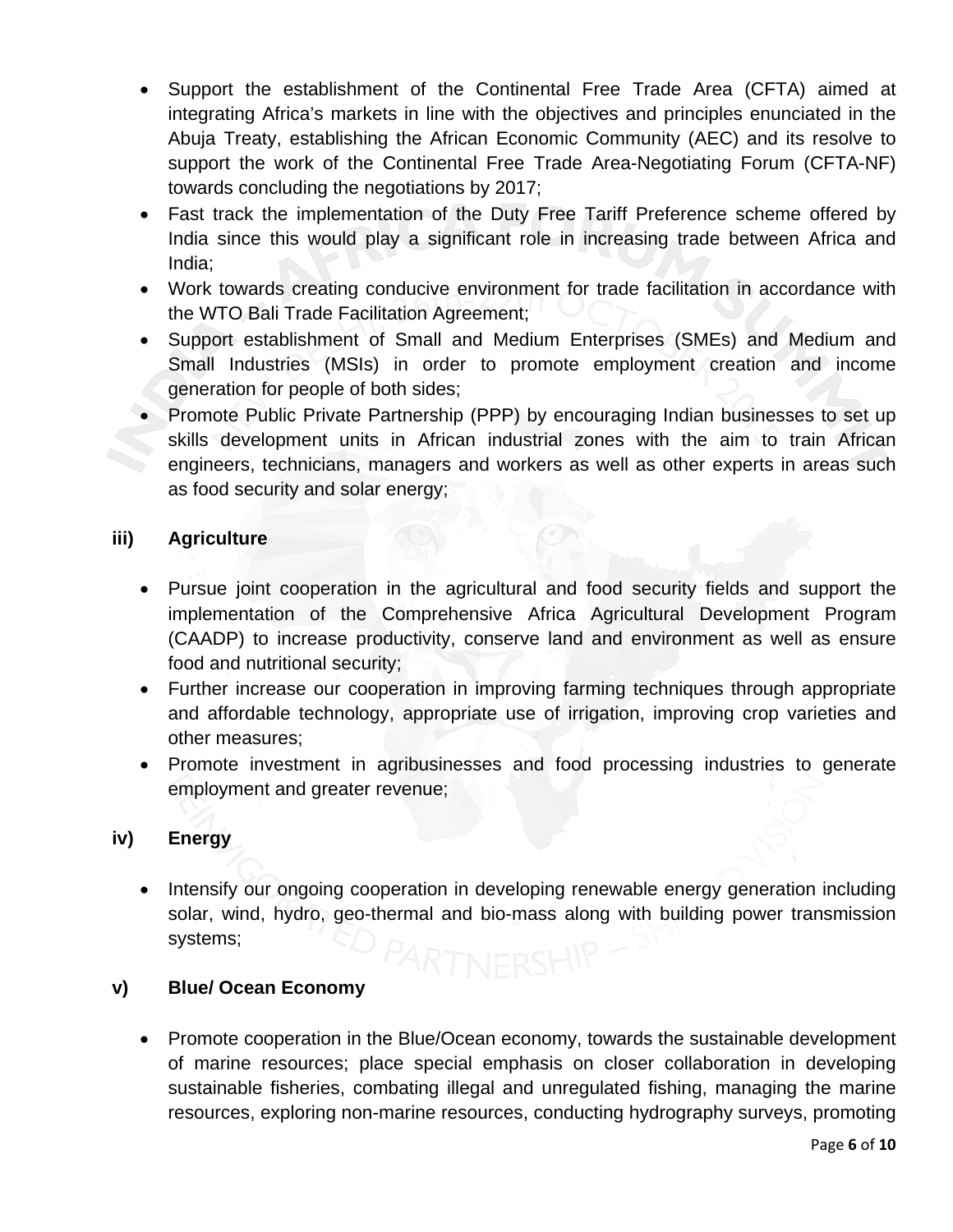- Support the establishment of the Continental Free Trade Area (CFTA) aimed at integrating Africa's markets in line with the objectives and principles enunciated in the Abuja Treaty, establishing the African Economic Community (AEC) and its resolve to support the work of the Continental Free Trade Area-Negotiating Forum (CFTA-NF) towards concluding the negotiations by 2017;
- Fast track the implementation of the Duty Free Tariff Preference scheme offered by India since this would play a significant role in increasing trade between Africa and India;
- Work towards creating conducive environment for trade facilitation in accordance with the WTO Bali Trade Facilitation Agreement;
- Support establishment of Small and Medium Enterprises (SMEs) and Medium and Small Industries (MSIs) in order to promote employment creation and income generation for people of both sides;
- Promote Public Private Partnership (PPP) by encouraging Indian businesses to set up skills development units in African industrial zones with the aim to train African engineers, technicians, managers and workers as well as other experts in areas such as food security and solar energy;

### iii) Agriculture

- Pursue joint cooperation in the agricultural and food security fields and support the implementation of the Comprehensive Africa Agricultural Development Program (CAADP) to increase productivity, conserve land and environment as well as ensure food and nutritional security;
- Further increase our cooperation in improving farming techniques through appropriate and affordable technology, appropriate use of irrigation, improving crop varieties and other measures;
- Promote investment in agribusinesses and food processing industries to generate employment and greater revenue;

### iv) Energy

- Intensify our ongoing cooperation in developing renewable energy generation including solar, wind, hydro, geo-thermal and bio-mass along with building power transmission systems;

### v) Blue/ Ocean Economy

- Promote cooperation in the Blue/Ocean economy, towards the sustainable development of marine resources; place special emphasis on closer collaboration in developing sustainable fisheries, combating illegal and unregulated fishing, managing the marine resources, exploring non-marine resources, conducting hydrography surveys, promoting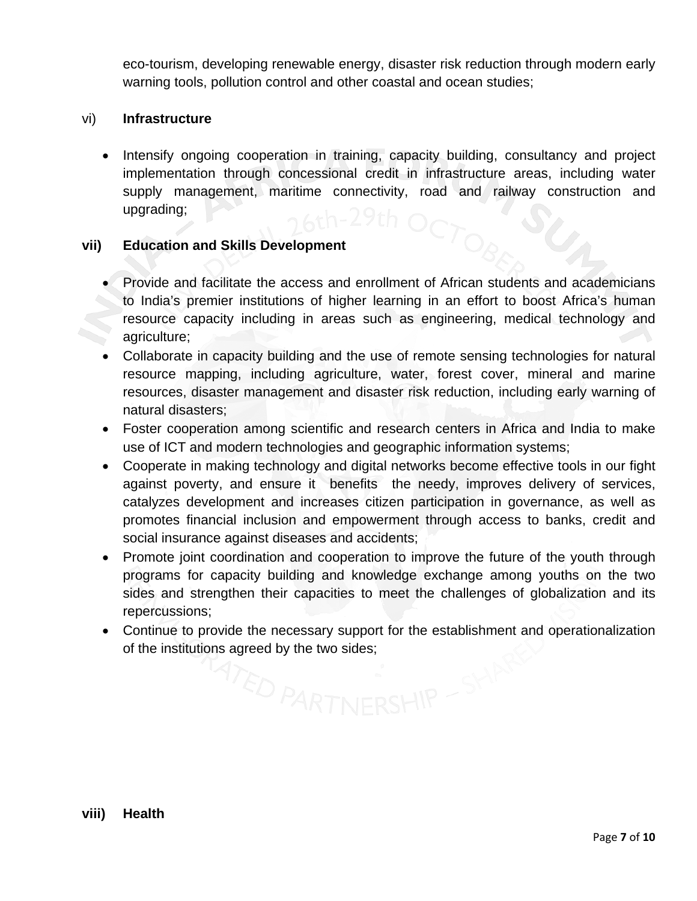eco-tourism, developing renewable energy, disaster risk reduction through modern early warning tools, pollution control and other coastal and ocean studies;

vi) **Infrastructure**

- Intensify ongoing cooperation in training, capacity building, consultancy and project implementation through concessional credit in infrastructure areas, including water supply management, maritime connectivity, road and railway construction and upgrading;

**vii) Education and Skills Development**

- Provide and facilitate the access and enrollment of African students and academicians to India's premier institutions of higher learning in an effort to boost Africa's human resource capacity including in areas such as engineering, medical technology and agriculture;
- Collaborate in capacity building and the use of remote sensing technologies for natural resource mapping, including agriculture, water, forest cover, mineral and marine resources, disaster management and disaster risk reduction, including early warning of natural disasters;
- Foster cooperation among scientific and research centers in Africa and India to make use of ICT and modern technologies and geographic information systems;
- Cooperate in making technology and digital networks become effective tools in our fight against poverty, and ensure it benefits the needy, improves delivery of services, catalyzes development and increases citizen participation in governance, as well as promotes financial inclusion and empowerment through access to banks, credit and social insurance against diseases and accidents;
- Promote joint coordination and cooperation to improve the future of the youth through programs for capacity building and knowledge exchange among youths on the two sides and strengthen their capacities to meet the challenges of globalization and its repercussions;
- Continue to provide the necessary support for the establishment and operationalization of the institutions agreed by the two sides;

**viii) Health**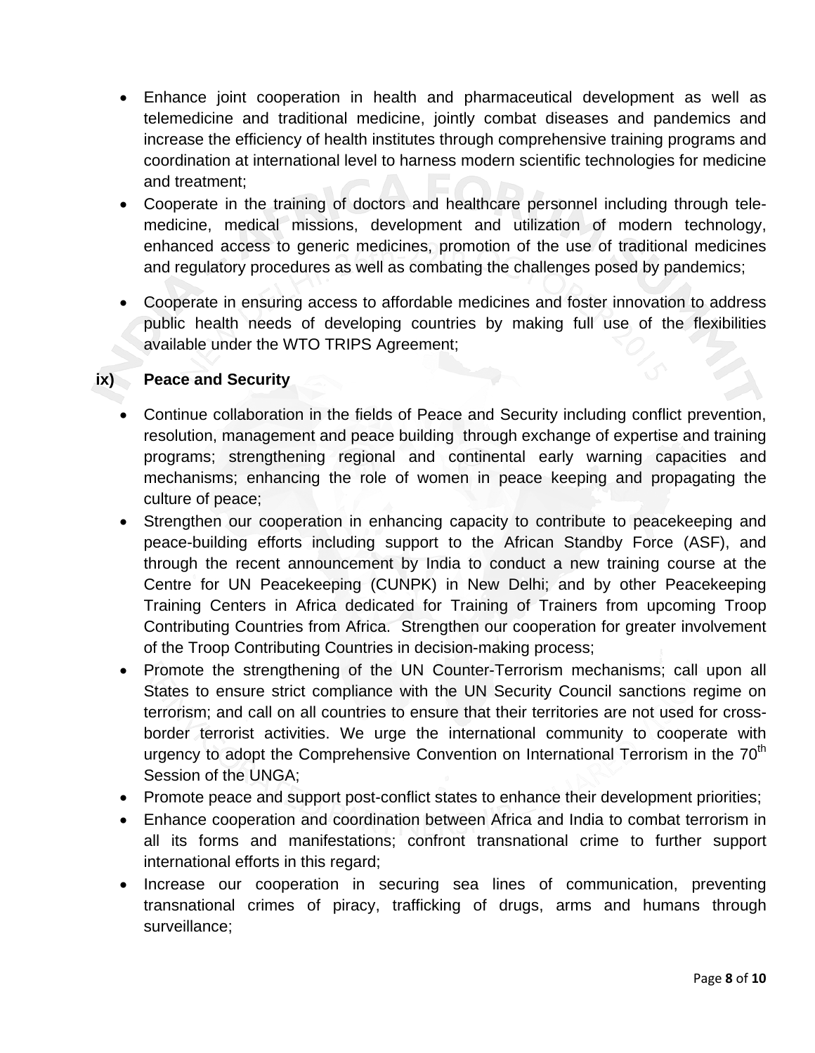- Enhance joint cooperation in health and pharmaceutical development as well as telemedicine and traditional medicine, jointly combat diseases and pandemics and increase the efficiency of health institutes through comprehensive training programs and coordination at international level to harness modern scientific technologies for medicine and treatment;
- Cooperate in the training of doctors and healthcare personnel including through tele-medicine, medical missions, development and utilization of modern technology, enhanced access to generic medicines, promotion of the use of traditional medicines and regulatory procedures as well as combating the challenges posed by pandemics;
- Cooperate in ensuring access to affordable medicines and foster innovation to address public health needs of developing countries by making full use of the flexibilities available under the WTO TRIPS Agreement;

**ix) Peace and Security**

- Continue collaboration in the fields of Peace and Security including conflict prevention, resolution, management and peace building through exchange of expertise and training programs; strengthening regional and continental early warning capacities and mechanisms; enhancing the role of women in peace keeping and propagating the culture of peace;
- Strengthen our cooperation in enhancing capacity to contribute to peacekeeping and peace-building efforts including support to the African Standby Force (ASF), and through the recent announcement by India to conduct a new training course at the Centre for UN Peacekeeping (CUNPK) in New Delhi; and by other Peacekeeping Training Centers in Africa dedicated for Training of Trainers from upcoming Troop Contributing Countries from Africa. Strengthen our cooperation for greater involvement of the Troop Contributing Countries in decision-making process;
- Promote the strengthening of the UN Counter-Terrorism mechanisms; call upon all States to ensure strict compliance with the UN Security Council sanctions regime on terrorism; and call on all countries to ensure that their territories are not used for cross-border terrorist activities. We urge the international community to cooperate with urgency to adopt the Comprehensive Convention on International Terrorism in the 70th Session of the UNGA;
- Promote peace and support post-conflict states to enhance their development priorities;
- Enhance cooperation and coordination between Africa and India to combat terrorism in all its forms and manifestations; confront transnational crime to further support international efforts in this regard;
- Increase our cooperation in securing sea lines of communication, preventing transnational crimes of piracy, trafficking of drugs, arms and humans through surveillance;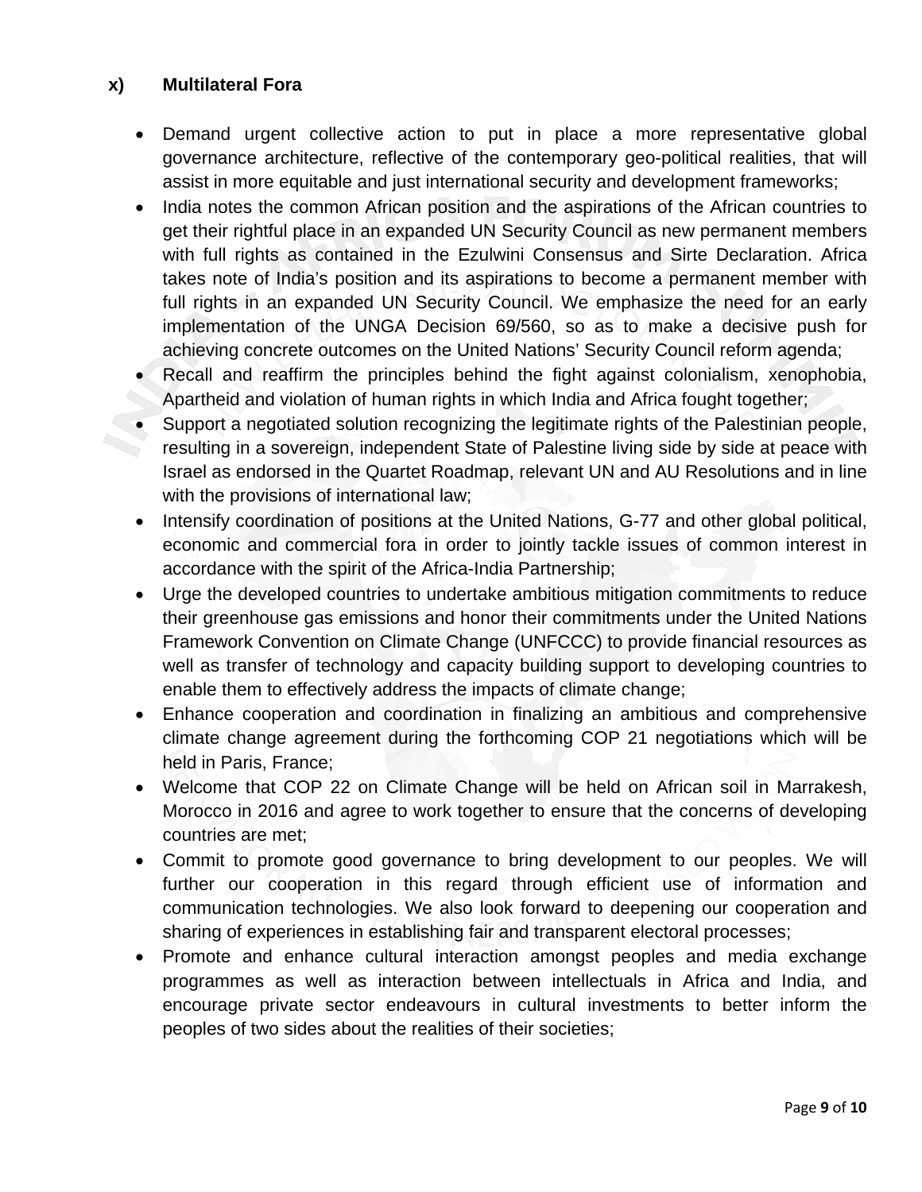## x) Multilateral Fora

- Demand urgent collective action to put in place a more representative global governance architecture, reflective of the contemporary geo-political realities, that will assist in more equitable and just international security and development frameworks;
- India notes the common African position and the aspirations of the African countries to get their rightful place in an expanded UN Security Council as new permanent members with full rights as contained in the Ezulwini Consensus and Sirte Declaration. Africa takes note of India's position and its aspirations to become a permanent member with full rights in an expanded UN Security Council. We emphasize the need for an early implementation of the UNGA Decision 69/560, so as to make a decisive push for achieving concrete outcomes on the United Nations' Security Council reform agenda;
- Recall and reaffirm the principles behind the fight against colonialism, xenophobia, Apartheid and violation of human rights in which India and Africa fought together;
- Support a negotiated solution recognizing the legitimate rights of the Palestinian people, resulting in a sovereign, independent State of Palestine living side by side at peace with Israel as endorsed in the Quartet Roadmap, relevant UN and AU Resolutions and in line with the provisions of international law;
- Intensify coordination of positions at the United Nations, G-77 and other global political, economic and commercial fora in order to jointly tackle issues of common interest in accordance with the spirit of the Africa-India Partnership;
- Urge the developed countries to undertake ambitious mitigation commitments to reduce their greenhouse gas emissions and honor their commitments under the United Nations Framework Convention on Climate Change (UNFCCC) to provide financial resources as well as transfer of technology and capacity building support to developing countries to enable them to effectively address the impacts of climate change;
- Enhance cooperation and coordination in finalizing an ambitious and comprehensive climate change agreement during the forthcoming COP 21 negotiations which will be held in Paris, France;
- Welcome that COP 22 on Climate Change will be held on African soil in Marrakesh, Morocco in 2016 and agree to work together to ensure that the concerns of developing countries are met;
- Commit to promote good governance to bring development to our peoples. We will further our cooperation in this regard through efficient use of information and communication technologies. We also look forward to deepening our cooperation and sharing of experiences in establishing fair and transparent electoral processes;
- Promote and enhance cultural interaction amongst peoples and media exchange programmes as well as interaction between intellectuals in Africa and India, and encourage private sector endeavours in cultural investments to better inform the peoples of two sides about the realities of their societies;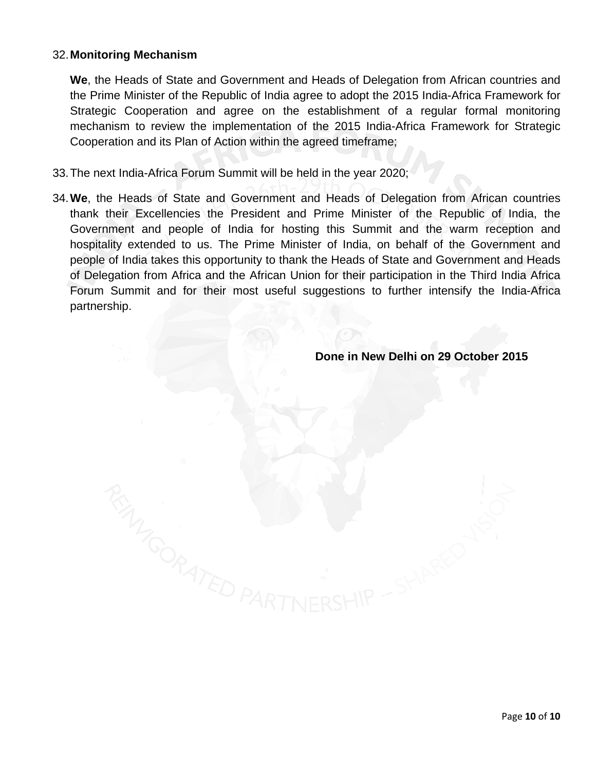32. **Monitoring Mechanism**

    **We**, the Heads of State and Government and Heads of Delegation from African countries and the Prime Minister of the Republic of India agree to adopt the 2015 India-Africa Framework for Strategic Cooperation and agree on the establishment of a regular formal monitoring mechanism to review the implementation of the 2015 India-Africa Framework for Strategic Cooperation and its Plan of Action within the agreed timeframe;

33. The next India-Africa Forum Summit will be held in the year 2020;

34. **We**, the Heads of State and Government and Heads of Delegation from African countries thank their Excellencies the President and Prime Minister of the Republic of India, the Government and people of India for hosting this Summit and the warm reception and hospitality extended to us. The Prime Minister of India, on behalf of the Government and people of India takes this opportunity to thank the Heads of State and Government and Heads of Delegation from Africa and the African Union for their participation in the Third India Africa Forum Summit and for their most useful suggestions to further intensify the India-Africa partnership.

**Done in New Delhi on 29 October 2015**